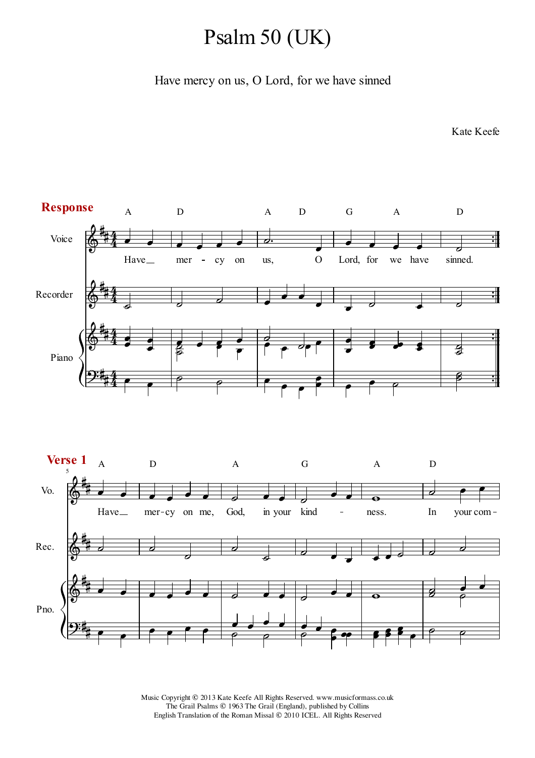# Psalm 50 (UK)

Have mercy on us, O Lord, for we have sinned

Kate Keefe

**Response**

A D A D G A D

Have mer - cy on us, O Lord, for we have sinned.

**Verse 1**

A D A G A D

Have mer-cy on me, God, in your kind - ness. In your com -

Music Copyright © 2013 Kate Keefe All Rights Reserved. www.musicformass.co.uk
The Grail Psalms © 1963 The Grail (England), published by Collins
English Translation of the Roman Missal © 2010 ICEL. All Rights Reserved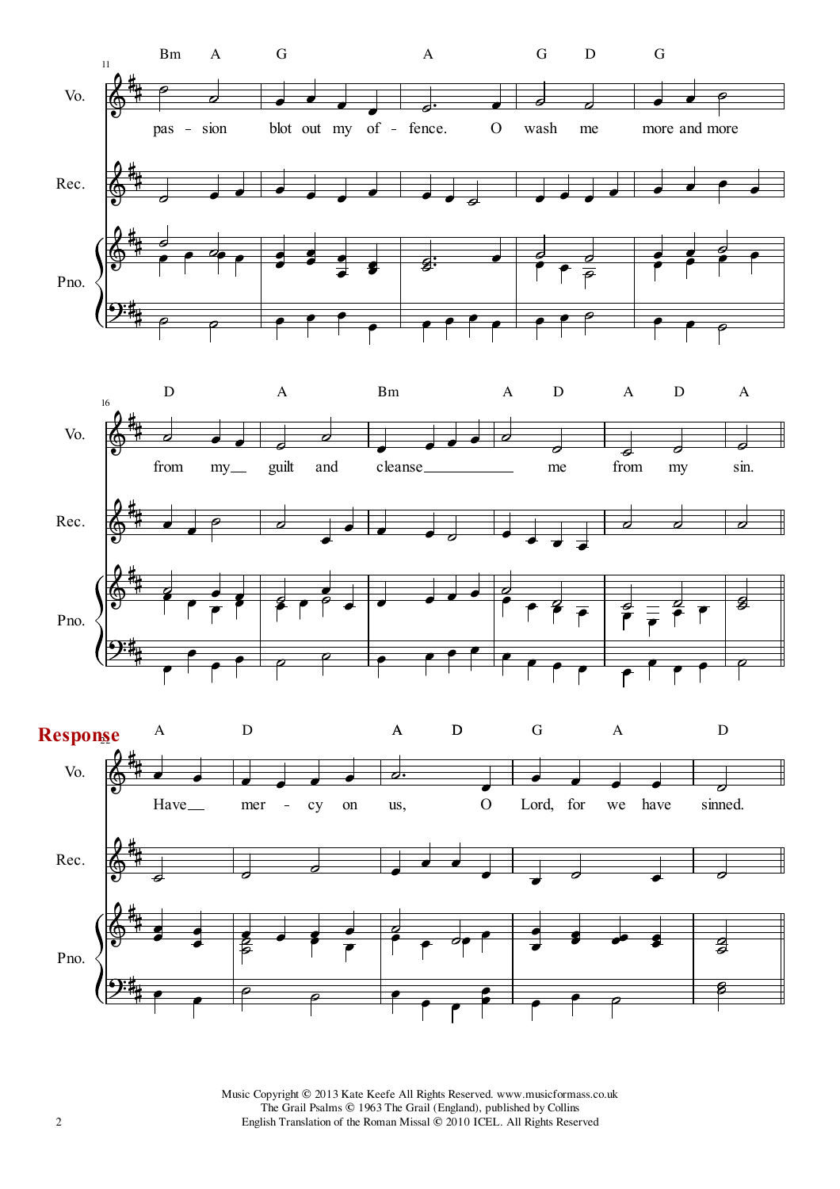**Response**

Music Copyright © 2013 Kate Keefe All Rights Reserved. www.musicformass.co.uk
The Grail Psalms © 1963 The Grail (England), published by Collins
English Translation of the Roman Missal © 2010 ICEL. All Rights Reserved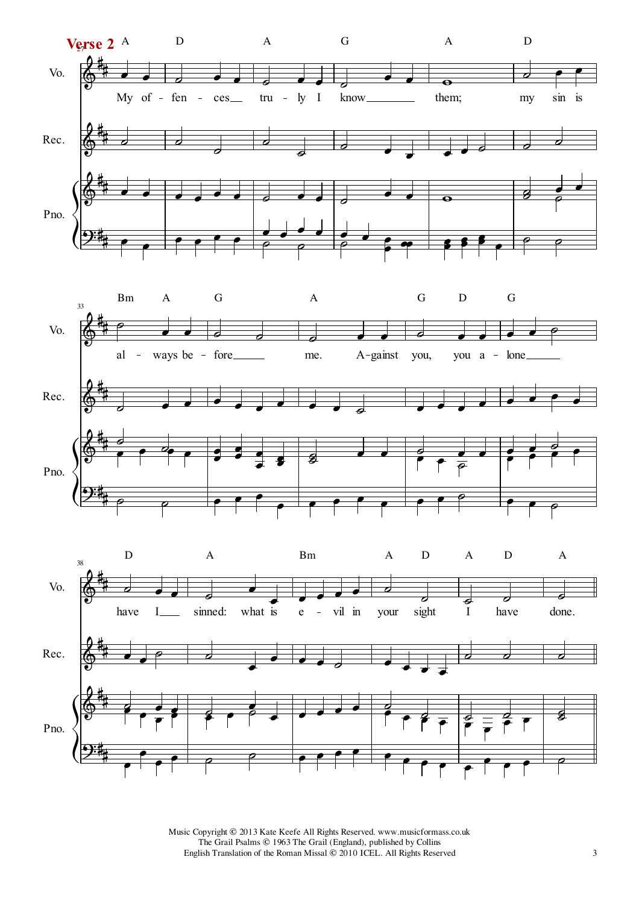## Verse 2

My offences truly I know them; my sin is always before me. Against you, you alone have I sinned: what is evil in your sight I have done.

Music Copyright © 2013 Kate Keefe All Rights Reserved. www.musicformass.co.uk
The Grail Psalms © 1963 The Grail (England), published by Collins
English Translation of the Roman Missal © 2010 ICEL. All Rights Reserved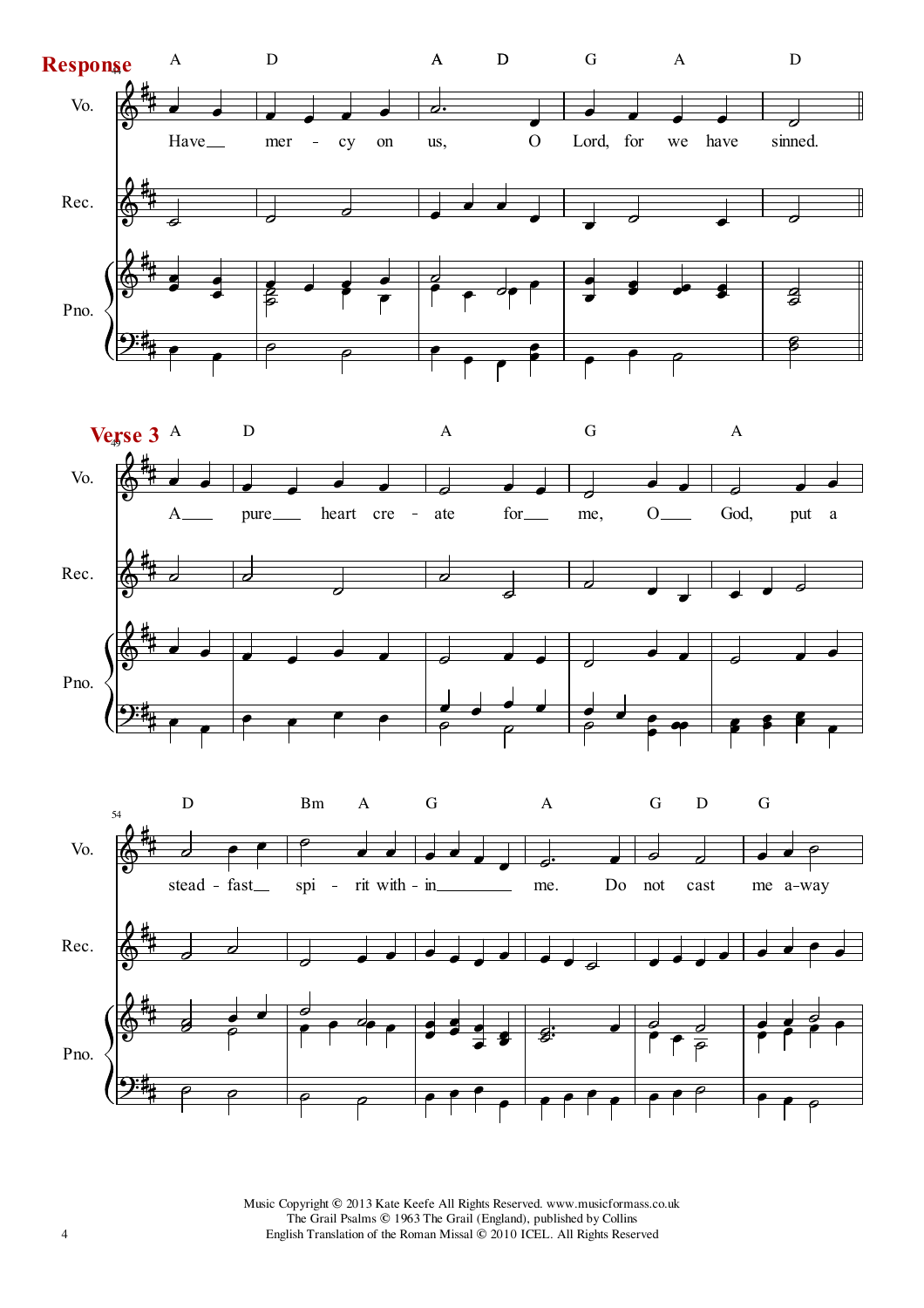**Response**

Have mer - cy on us, O Lord, for we have sinned.

**Verse 3**

A pure heart cre - ate for me, O God, put a

stead - fast spi - rit with - in me. Do not cast me a-way

Music Copyright © 2013 Kate Keefe All Rights Reserved. www.musicformass.co.uk
The Grail Psalms © 1963 The Grail (England), published by Collins
English Translation of the Roman Missal © 2010 ICEL. All Rights Reserved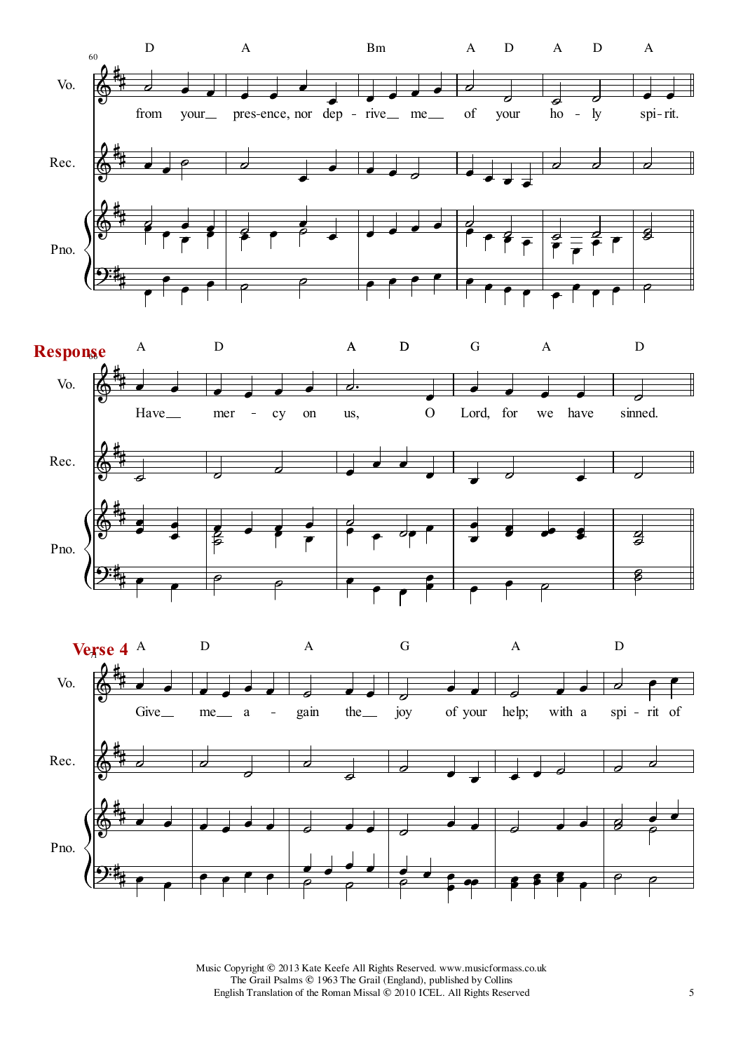**Response**

**Verse 4**

Music Copyright © 2013 Kate Keefe All Rights Reserved. www.musicformass.co.uk
The Grail Psalms © 1963 The Grail (England), published by Collins
English Translation of the Roman Missal © 2010 ICEL. All Rights Reserved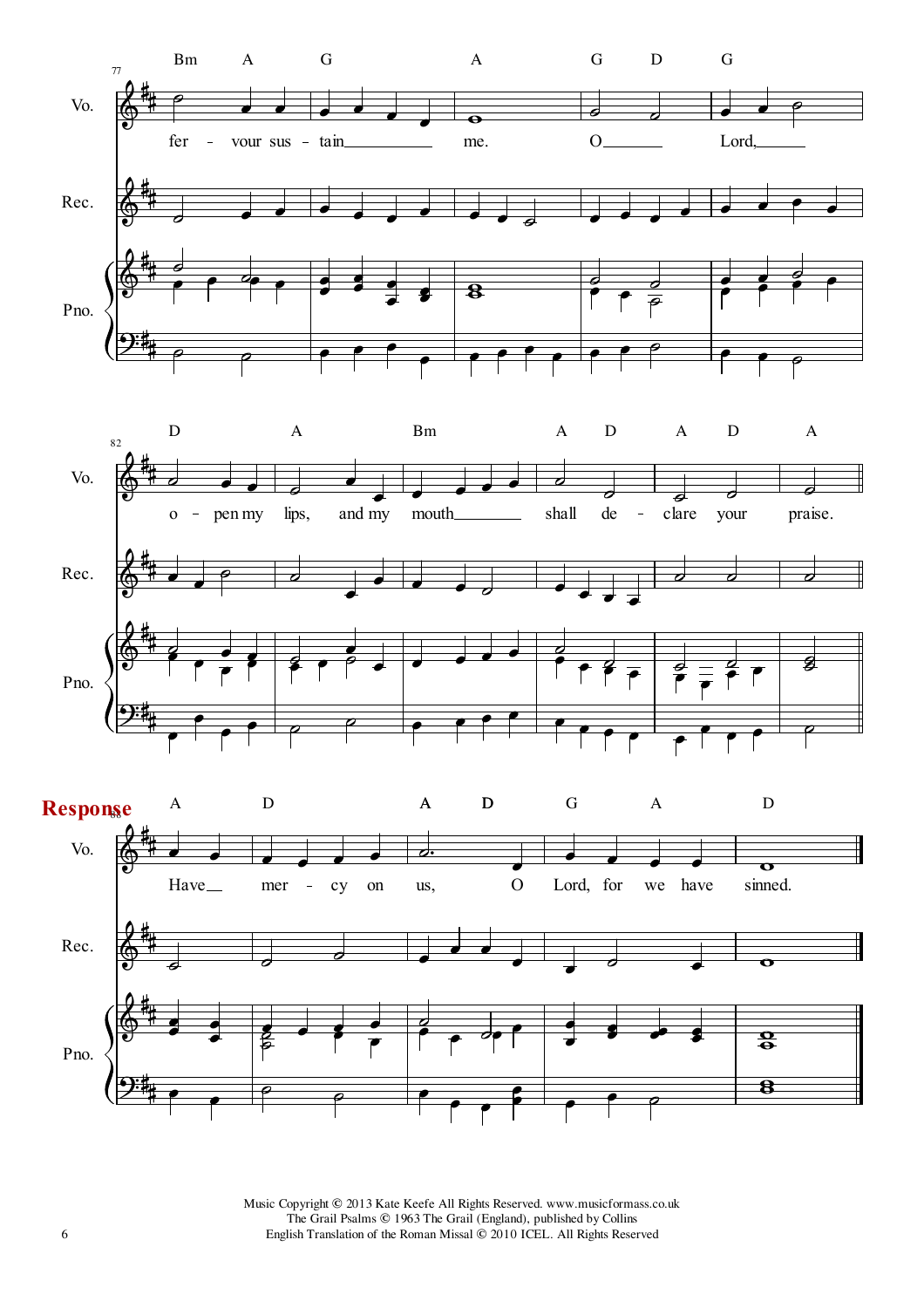**Response**

Music Copyright © 2013 Kate Keefe All Rights Reserved. www.musicformass.co.uk
The Grail Psalms © 1963 The Grail (England), published by Collins
English Translation of the Roman Missal © 2010 ICEL. All Rights Reserved